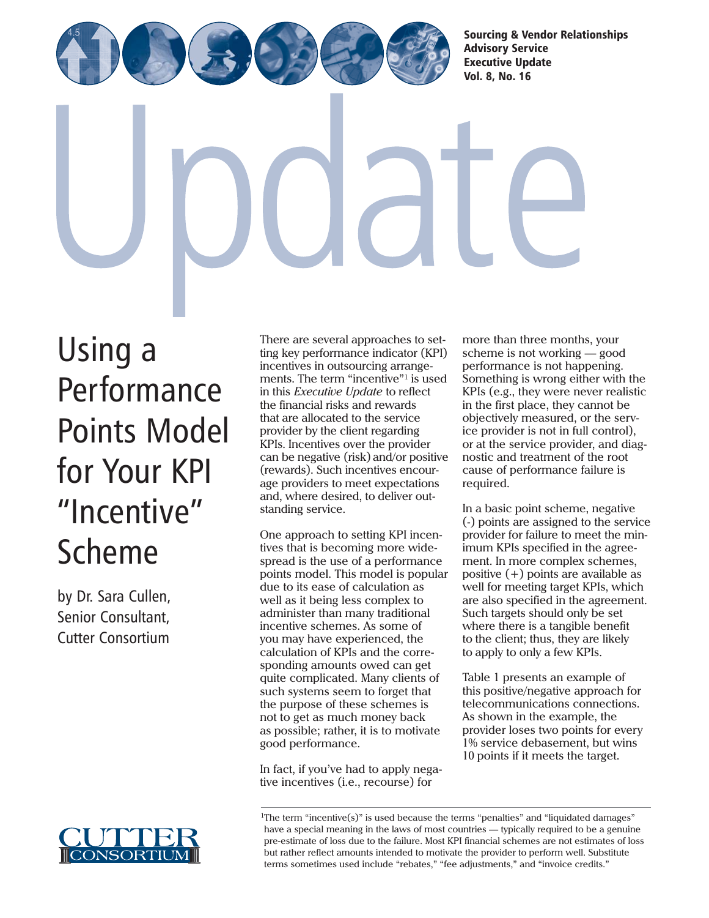Sourcing & Vendor Relationships
Advisory Service
Executive Update
Vol. 8, No. 16

# Using a Performance Points Model for Your KPI "Incentive" Scheme

by Dr. Sara Cullen, Senior Consultant, Cutter Consortium

There are several approaches to setting key performance indicator (KPI) incentives in outsourcing arrangements. The term "incentive"[1] is used in this *Executive Update* to reflect the financial risks and rewards that are allocated to the service provider by the client regarding KPIs. Incentives over the provider can be negative (risk) and/or positive (rewards). Such incentives encourage providers to meet expectations and, where desired, to deliver outstanding service.

One approach to setting KPI incentives that is becoming more widespread is the use of a performance points model. This model is popular due to its ease of calculation as well as it being less complex to administer than many traditional incentive schemes. As some of you may have experienced, the calculation of KPIs and the corresponding amounts owed can get quite complicated. Many clients of such systems seem to forget that the purpose of these schemes is not to get as much money back as possible; rather, it is to motivate good performance.

In fact, if you've had to apply negative incentives (i.e., recourse) for more than three months, your scheme is not working — good performance is not happening. Something is wrong either with the KPIs (e.g., they were never realistic in the first place, they cannot be objectively measured, or the service provider is not in full control), or at the service provider, and diagnostic and treatment of the root cause of performance failure is required.

In a basic point scheme, negative (-) points are assigned to the service provider for failure to meet the minimum KPIs specified in the agreement. In more complex schemes, positive (+) points are available as well for meeting target KPIs, which are also specified in the agreement. Such targets should only be set where there is a tangible benefit to the client; thus, they are likely to apply to only a few KPIs.

Table 1 presents an example of this positive/negative approach for telecommunications connections. As shown in the example, the provider loses two points for every 1% service debasement, but wins 10 points if it meets the target.

[1]The term "incentive(s)" is used because the terms "penalties" and "liquidated damages" have a special meaning in the laws of most countries — typically required to be a genuine pre-estimate of loss due to the failure. Most KPI financial schemes are not estimates of loss but rather reflect amounts intended to motivate the provider to perform well. Substitute terms sometimes used include "rebates," "fee adjustments," and "invoice credits."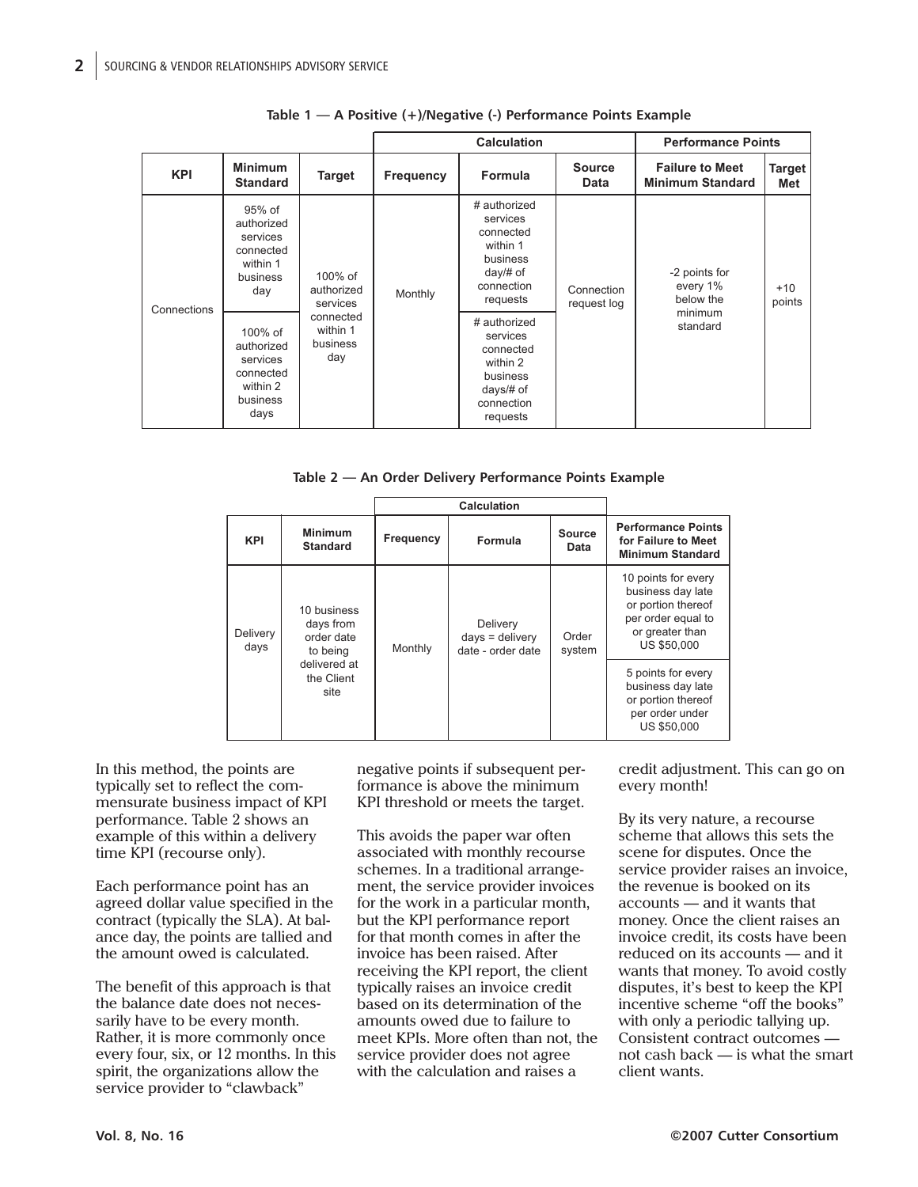Table 1 — A Positive (+)/Negative (-) Performance Points Example

| | | | Calculation | | | Performance Points | |
|---|---|---|---|---|---|---|---|
| KPI | Minimum Standard | Target | Frequency | Formula | Source Data | Failure to Meet Minimum Standard | Target Met |
| Connections | 95% of authorized services connected within 1 business day | 100% of authorized services connected within 1 business day | Monthly | # authorized services connected within 1 business day/# of connection requests | Connection request log | -2 points for every 1% below the minimum standard | +10 points |
| | 100% of authorized services connected within 2 business days | | | # authorized services connected within 2 business days/# of connection requests | | | |

Table 2 — An Order Delivery Performance Points Example

| | | Calculation | | | |
|---|---|---|---|---|---|
| KPI | Minimum Standard | Frequency | Formula | Source Data | Performance Points for Failure to Meet Minimum Standard |
| Delivery days | 10 business days from order date to being delivered at the Client site | Monthly | Delivery days = delivery date - order date | Order system | 10 points for every business day late or portion thereof per order equal to or greater than US $50,000 |
| | | | | | 5 points for every business day late or portion thereof per order under US $50,000 |

In this method, the points are typically set to reflect the commensurate business impact of KPI performance. Table 2 shows an example of this within a delivery time KPI (recourse only).

Each performance point has an agreed dollar value specified in the contract (typically the SLA). At balance day, the points are tallied and the amount owed is calculated.

The benefit of this approach is that the balance date does not necessarily have to be every month. Rather, it is more commonly once every four, six, or 12 months. In this spirit, the organizations allow the service provider to "clawback" negative points if subsequent performance is above the minimum KPI threshold or meets the target.

This avoids the paper war often associated with monthly recourse schemes. In a traditional arrangement, the service provider invoices for the work in a particular month, but the KPI performance report for that month comes in after the invoice has been raised. After receiving the KPI report, the client typically raises an invoice credit based on its determination of the amounts owed due to failure to meet KPIs. More often than not, the service provider does not agree with the calculation and raises a credit adjustment. This can go on every month!

By its very nature, a recourse scheme that allows this sets the scene for disputes. Once the service provider raises an invoice, the revenue is booked on its accounts — and it wants that money. Once the client raises an invoice credit, its costs have been reduced on its accounts — and it wants that money. To avoid costly disputes, it's best to keep the KPI incentive scheme "off the books" with only a periodic tallying up. Consistent contract outcomes — not cash back — is what the smart client wants.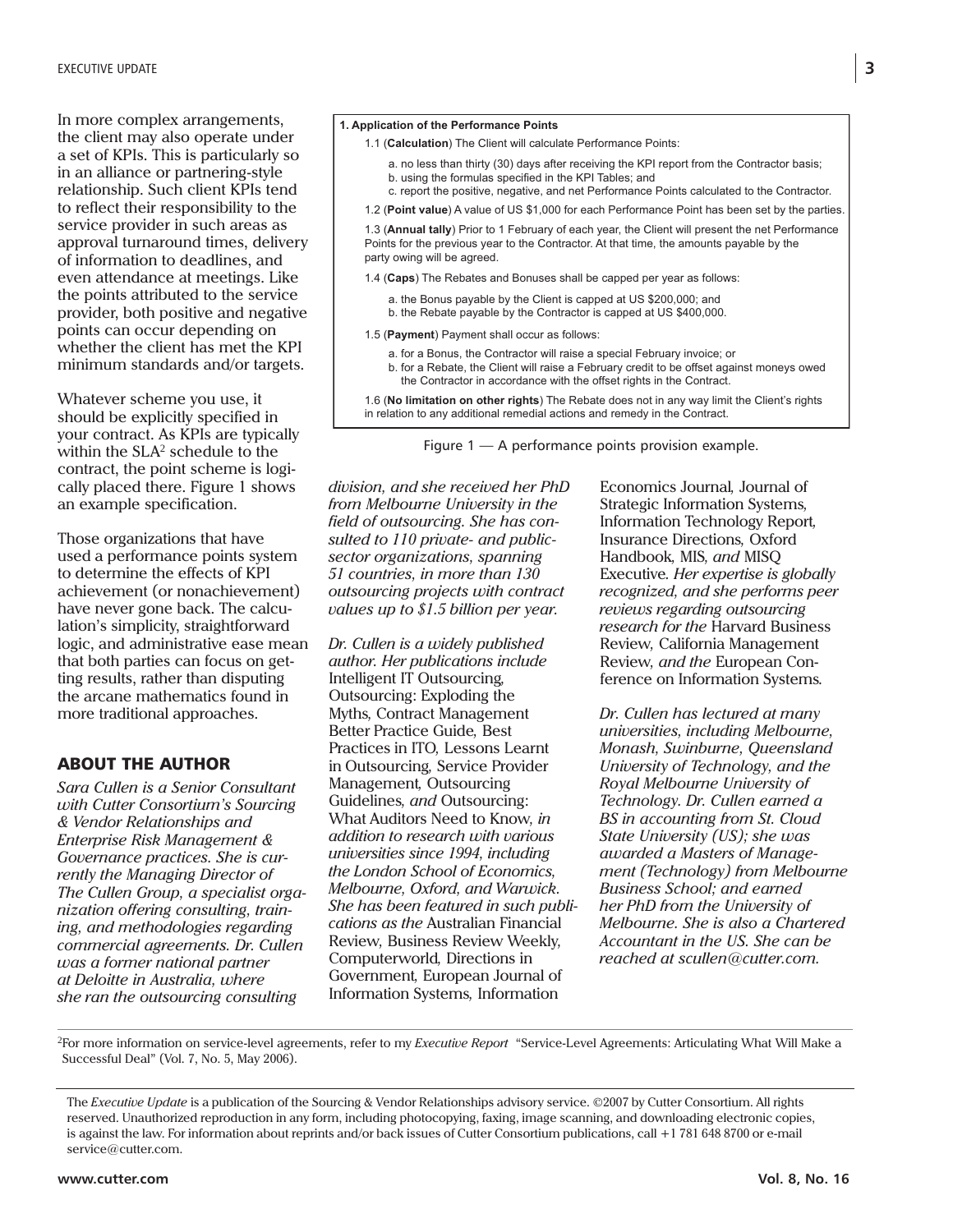In more complex arrangements, the client may also operate under a set of KPIs. This is particularly so in an alliance or partnering-style relationship. Such client KPIs tend to reflect their responsibility to the service provider in such areas as approval turnaround times, delivery of information to deadlines, and even attendance at meetings. Like the points attributed to the service provider, both positive and negative points can occur depending on whether the client has met the KPI minimum standards and/or targets.

Whatever scheme you use, it should be explicitly specified in your contract. As KPIs are typically within the SLA[2] schedule to the contract, the point scheme is logically placed there. Figure 1 shows an example specification.

**1. Application of the Performance Points**

1.1 (**Calculation**) The Client will calculate Performance Points:

a. no less than thirty (30) days after receiving the KPI report from the Contractor basis;
b. using the formulas specified in the KPI Tables; and
c. report the positive, negative, and net Performance Points calculated to the Contractor.

1.2 (**Point value**) A value of US $1,000 for each Performance Point has been set by the parties.

1.3 (**Annual tally**) Prior to 1 February of each year, the Client will present the net Performance Points for the previous year to the Contractor. At that time, the amounts payable by the party owing will be agreed.

1.4 (**Caps**) The Rebates and Bonuses shall be capped per year as follows:

a. the Bonus payable by the Client is capped at US $200,000; and
b. the Rebate payable by the Contractor is capped at US $400,000.

1.5 (**Payment**) Payment shall occur as follows:

a. for a Bonus, the Contractor will raise a special February invoice; or
b. for a Rebate, the Client will raise a February credit to be offset against moneys owed the Contractor in accordance with the offset rights in the Contract.

1.6 (**No limitation on other rights**) The Rebate does not in any way limit the Client's rights in relation to any additional remedial actions and remedy in the Contract.

Figure 1 — A performance points provision example.

Those organizations that have used a performance points system to determine the effects of KPI achievement (or nonachievement) have never gone back. The calculation's simplicity, straightforward logic, and administrative ease mean that both parties can focus on getting results, rather than disputing the arcane mathematics found in more traditional approaches.

## ABOUT THE AUTHOR

*Sara Cullen is a Senior Consultant with Cutter Consortium's Sourcing & Vendor Relationships and Enterprise Risk Management & Governance practices. She is currently the Managing Director of The Cullen Group, a specialist organization offering consulting, training, and methodologies regarding commercial agreements. Dr. Cullen was a former national partner at Deloitte in Australia, where she ran the outsourcing consulting division, and she received her PhD from Melbourne University in the field of outsourcing. She has consulted to 110 private- and public-sector organizations, spanning 51 countries, in more than 130 outsourcing projects with contract values up to $1.5 billion per year.*

*Dr. Cullen is a widely published author. Her publications include* Intelligent IT Outsourcing, Outsourcing: Exploding the Myths, Contract Management Better Practice Guide, Best Practices in ITO, Lessons Learnt in Outsourcing, Service Provider Management, Outsourcing Guidelines, *and* Outsourcing: What Auditors Need to Know, *in addition to research with various universities since 1994, including the London School of Economics, Melbourne, Oxford, and Warwick. She has been featured in such publications as the* Australian Financial Review, Business Review Weekly, Computerworld, Directions in Government, European Journal of Information Systems, Information Economics Journal, Journal of Strategic Information Systems, Information Technology Report, Insurance Directions, Oxford Handbook, MIS, *and* MISQ Executive. *Her expertise is globally recognized, and she performs peer reviews regarding outsourcing research for the* Harvard Business Review, California Management Review, *and the* European Conference on Information Systems.

*Dr. Cullen has lectured at many universities, including Melbourne, Monash, Swinburne, Queensland University of Technology, and the Royal Melbourne University of Technology. Dr. Cullen earned a BS in accounting from St. Cloud State University (US); she was awarded a Masters of Management (Technology) from Melbourne Business School; and earned her PhD from the University of Melbourne. She is also a Chartered Accountant in the US. She can be reached at scullen@cutter.com.*

[2] For more information on service-level agreements, refer to my *Executive Report* "Service-Level Agreements: Articulating What Will Make a Successful Deal" (Vol. 7, No. 5, May 2006).

The *Executive Update* is a publication of the Sourcing & Vendor Relationships advisory service. ©2007 by Cutter Consortium. All rights reserved. Unauthorized reproduction in any form, including photocopying, faxing, image scanning, and downloading electronic copies, is against the law. For information about reprints and/or back issues of Cutter Consortium publications, call +1 781 648 8700 or e-mail service@cutter.com.